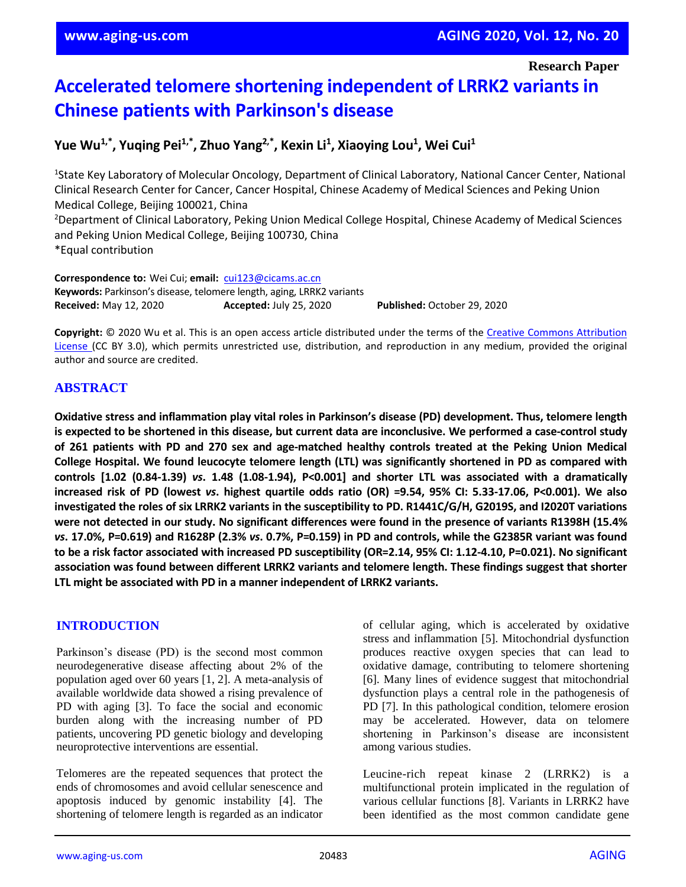Research Paper

# Accelerated telomere shortening independent of LRRK2 variants in Chinese patients with Parkinson's disease

**Yue Wu[1,*], Yuqing Pei[1,*], Zhuo Yang[2,*], Kexin Li[1], Xiaoying Lou[1], Wei Cui[1]**

[1]State Key Laboratory of Molecular Oncology, Department of Clinical Laboratory, National Cancer Center, National Clinical Research Center for Cancer, Cancer Hospital, Chinese Academy of Medical Sciences and Peking Union Medical College, Beijing 100021, China

[2]Department of Clinical Laboratory, Peking Union Medical College Hospital, Chinese Academy of Medical Sciences and Peking Union Medical College, Beijing 100730, China

*Equal contribution

**Correspondence to:** Wei Cui; **email:** cui123@cicams.ac.cn

**Keywords:** Parkinson's disease, telomere length, aging, LRRK2 variants

**Received:** May 12, 2020 **Accepted:** July 25, 2020 **Published:** October 29, 2020

**Copyright:** © 2020 Wu et al. This is an open access article distributed under the terms of the Creative Commons Attribution License (CC BY 3.0), which permits unrestricted use, distribution, and reproduction in any medium, provided the original author and source are credited.

## ABSTRACT

**Oxidative stress and inflammation play vital roles in Parkinson's disease (PD) development. Thus, telomere length is expected to be shortened in this disease, but current data are inconclusive. We performed a case-control study of 261 patients with PD and 270 sex and age-matched healthy controls treated at the Peking Union Medical College Hospital. We found leucocyte telomere length (LTL) was significantly shortened in PD as compared with controls [1.02 (0.84-1.39) *vs*. 1.48 (1.08-1.94), P<0.001] and shorter LTL was associated with a dramatically increased risk of PD (lowest *vs*. highest quartile odds ratio (OR) =9.54, 95% CI: 5.33-17.06, P<0.001). We also investigated the roles of six LRRK2 variants in the susceptibility to PD. R1441C/G/H, G2019S, and I2020T variations were not detected in our study. No significant differences were found in the presence of variants R1398H (15.4% *vs*. 17.0%, P=0.619) and R1628P (2.3% *vs*. 0.7%, P=0.159) in PD and controls, while the G2385R variant was found to be a risk factor associated with increased PD susceptibility (OR=2.14, 95% CI: 1.12-4.10, P=0.021). No significant association was found between different LRRK2 variants and telomere length. These findings suggest that shorter LTL might be associated with PD in a manner independent of LRRK2 variants.**

## INTRODUCTION

Parkinson's disease (PD) is the second most common neurodegenerative disease affecting about 2% of the population aged over 60 years [1, 2]. A meta-analysis of available worldwide data showed a rising prevalence of PD with aging [3]. To face the social and economic burden along with the increasing number of PD patients, uncovering PD genetic biology and developing neuroprotective interventions are essential.

Telomeres are the repeated sequences that protect the ends of chromosomes and avoid cellular senescence and apoptosis induced by genomic instability [4]. The shortening of telomere length is regarded as an indicator of cellular aging, which is accelerated by oxidative stress and inflammation [5]. Mitochondrial dysfunction produces reactive oxygen species that can lead to oxidative damage, contributing to telomere shortening [6]. Many lines of evidence suggest that mitochondrial dysfunction plays a central role in the pathogenesis of PD [7]. In this pathological condition, telomere erosion may be accelerated. However, data on telomere shortening in Parkinson's disease are inconsistent among various studies.

Leucine-rich repeat kinase 2 (LRRK2) is a multifunctional protein implicated in the regulation of various cellular functions [8]. Variants in LRRK2 have been identified as the most common candidate gene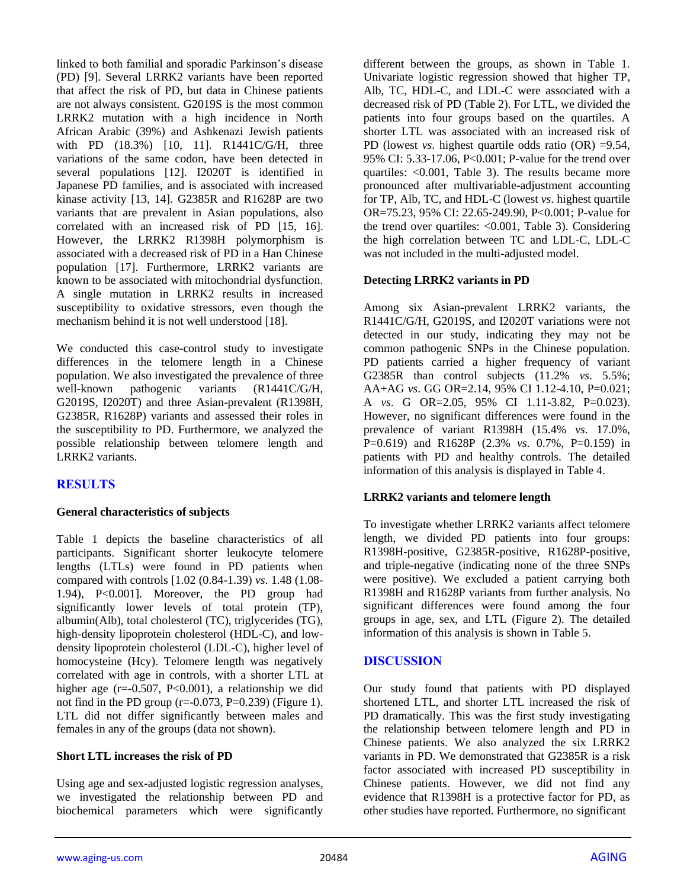linked to both familial and sporadic Parkinson's disease (PD) [9]. Several LRRK2 variants have been reported that affect the risk of PD, but data in Chinese patients are not always consistent. G2019S is the most common LRRK2 mutation with a high incidence in North African Arabic (39%) and Ashkenazi Jewish patients with PD (18.3%) [10, 11]. R1441C/G/H, three variations of the same codon, have been detected in several populations [12]. I2020T is identified in Japanese PD families, and is associated with increased kinase activity [13, 14]. G2385R and R1628P are two variants that are prevalent in Asian populations, also correlated with an increased risk of PD [15, 16]. However, the LRRK2 R1398H polymorphism is associated with a decreased risk of PD in a Han Chinese population [17]. Furthermore, LRRK2 variants are known to be associated with mitochondrial dysfunction. A single mutation in LRRK2 results in increased susceptibility to oxidative stressors, even though the mechanism behind it is not well understood [18].

We conducted this case-control study to investigate differences in the telomere length in a Chinese population. We also investigated the prevalence of three well-known pathogenic variants (R1441C/G/H, G2019S, I2020T) and three Asian-prevalent (R1398H, G2385R, R1628P) variants and assessed their roles in the susceptibility to PD. Furthermore, we analyzed the possible relationship between telomere length and LRRK2 variants.

## RESULTS

### General characteristics of subjects

Table 1 depicts the baseline characteristics of all participants. Significant shorter leukocyte telomere lengths (LTLs) were found in PD patients when compared with controls [1.02 (0.84-1.39) *vs*. 1.48 (1.08-1.94), P<0.001]. Moreover, the PD group had significantly lower levels of total protein (TP), albumin(Alb), total cholesterol (TC), triglycerides (TG), high-density lipoprotein cholesterol (HDL-C), and low-density lipoprotein cholesterol (LDL-C), higher level of homocysteine (Hcy). Telomere length was negatively correlated with age in controls, with a shorter LTL at higher age (r=-0.507, P<0.001), a relationship we did not find in the PD group (r=-0.073, P=0.239) (Figure 1). LTL did not differ significantly between males and females in any of the groups (data not shown).

### Short LTL increases the risk of PD

Using age and sex-adjusted logistic regression analyses, we investigated the relationship between PD and biochemical parameters which were significantly different between the groups, as shown in Table 1. Univariate logistic regression showed that higher TP, Alb, TC, HDL-C, and LDL-C were associated with a decreased risk of PD (Table 2). For LTL, we divided the patients into four groups based on the quartiles. A shorter LTL was associated with an increased risk of PD (lowest *vs*. highest quartile odds ratio (OR) =9.54, 95% CI: 5.33-17.06, P<0.001; P-value for the trend over quartiles: <0.001, Table 3). The results became more pronounced after multivariable-adjustment accounting for TP, Alb, TC, and HDL-C (lowest *vs*. highest quartile OR=75.23, 95% CI: 22.65-249.90, P<0.001; P-value for the trend over quartiles: <0.001, Table 3). Considering the high correlation between TC and LDL-C, LDL-C was not included in the multi-adjusted model.

### Detecting LRRK2 variants in PD

Among six Asian-prevalent LRRK2 variants, the R1441C/G/H, G2019S, and I2020T variations were not detected in our study, indicating they may not be common pathogenic SNPs in the Chinese population. PD patients carried a higher frequency of variant G2385R than control subjects (11.2% *vs*. 5.5%; AA+AG *vs*. GG OR=2.14, 95% CI 1.12-4.10, P=0.021; A *vs*. G OR=2.05, 95% CI 1.11-3.82, P=0.023). However, no significant differences were found in the prevalence of variant R1398H (15.4% *vs*. 17.0%, P=0.619) and R1628P (2.3% *vs*. 0.7%, P=0.159) in patients with PD and healthy controls. The detailed information of this analysis is displayed in Table 4.

### LRRK2 variants and telomere length

To investigate whether LRRK2 variants affect telomere length, we divided PD patients into four groups: R1398H-positive, G2385R-positive, R1628P-positive, and triple-negative (indicating none of the three SNPs were positive). We excluded a patient carrying both R1398H and R1628P variants from further analysis. No significant differences were found among the four groups in age, sex, and LTL (Figure 2). The detailed information of this analysis is shown in Table 5.

## DISCUSSION

Our study found that patients with PD displayed shortened LTL, and shorter LTL increased the risk of PD dramatically. This was the first study investigating the relationship between telomere length and PD in Chinese patients. We also analyzed the six LRRK2 variants in PD. We demonstrated that G2385R is a risk factor associated with increased PD susceptibility in Chinese patients. However, we did not find any evidence that R1398H is a protective factor for PD, as other studies have reported. Furthermore, no significant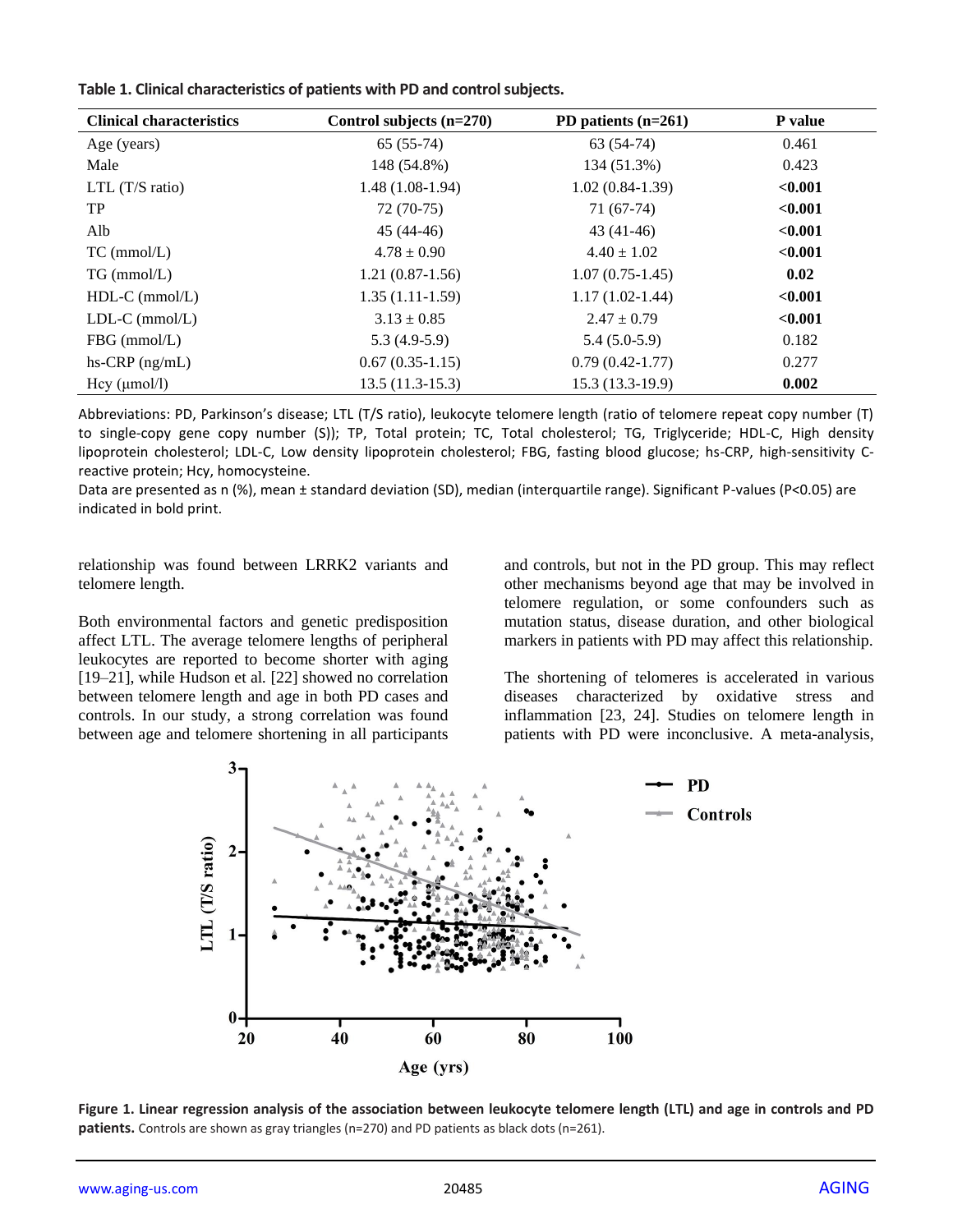**Table 1. Clinical characteristics of patients with PD and control subjects.**

| Clinical characteristics | Control subjects (n=270) | PD patients (n=261) | P value |
|---|---|---|---|
| Age (years) | 65 (55-74) | 63 (54-74) | 0.461 |
| Male | 148 (54.8%) | 134 (51.3%) | 0.423 |
| LTL (T/S ratio) | 1.48 (1.08-1.94) | 1.02 (0.84-1.39) | **<0.001** |
| TP | 72 (70-75) | 71 (67-74) | **<0.001** |
| Alb | 45 (44-46) | 43 (41-46) | **<0.001** |
| TC (mmol/L) | 4.78 ± 0.90 | 4.40 ± 1.02 | **<0.001** |
| TG (mmol/L) | 1.21 (0.87-1.56) | 1.07 (0.75-1.45) | **0.02** |
| HDL-C (mmol/L) | 1.35 (1.11-1.59) | 1.17 (1.02-1.44) | **<0.001** |
| LDL-C (mmol/L) | 3.13 ± 0.85 | 2.47 ± 0.79 | **<0.001** |
| FBG (mmol/L) | 5.3 (4.9-5.9) | 5.4 (5.0-5.9) | 0.182 |
| hs-CRP (ng/mL) | 0.67 (0.35-1.15) | 0.79 (0.42-1.77) | 0.277 |
| Hcy (μmol/l) | 13.5 (11.3-15.3) | 15.3 (13.3-19.9) | **0.002** |

Abbreviations: PD, Parkinson's disease; LTL (T/S ratio), leukocyte telomere length (ratio of telomere repeat copy number (T) to single-copy gene copy number (S)); TP, Total protein; TC, Total cholesterol; TG, Triglyceride; HDL-C, High density lipoprotein cholesterol; LDL-C, Low density lipoprotein cholesterol; FBG, fasting blood glucose; hs-CRP, high-sensitivity C-reactive protein; Hcy, homocysteine.

Data are presented as n (%), mean ± standard deviation (SD), median (interquartile range). Significant P-values (P<0.05) are indicated in bold print.

relationship was found between LRRK2 variants and telomere length.

Both environmental factors and genetic predisposition affect LTL. The average telomere lengths of peripheral leukocytes are reported to become shorter with aging [19–21], while Hudson et al. [22] showed no correlation between telomere length and age in both PD cases and controls. In our study, a strong correlation was found between age and telomere shortening in all participants and controls, but not in the PD group. This may reflect other mechanisms beyond age that may be involved in telomere regulation, or some confounders such as mutation status, disease duration, and other biological markers in patients with PD may affect this relationship.

The shortening of telomeres is accelerated in various diseases characterized by oxidative stress and inflammation [23, 24]. Studies on telomere length in patients with PD were inconclusive. A meta-analysis,

**Figure 1. Linear regression analysis of the association between leukocyte telomere length (LTL) and age in controls and PD patients.** Controls are shown as gray triangles (n=270) and PD patients as black dots (n=261).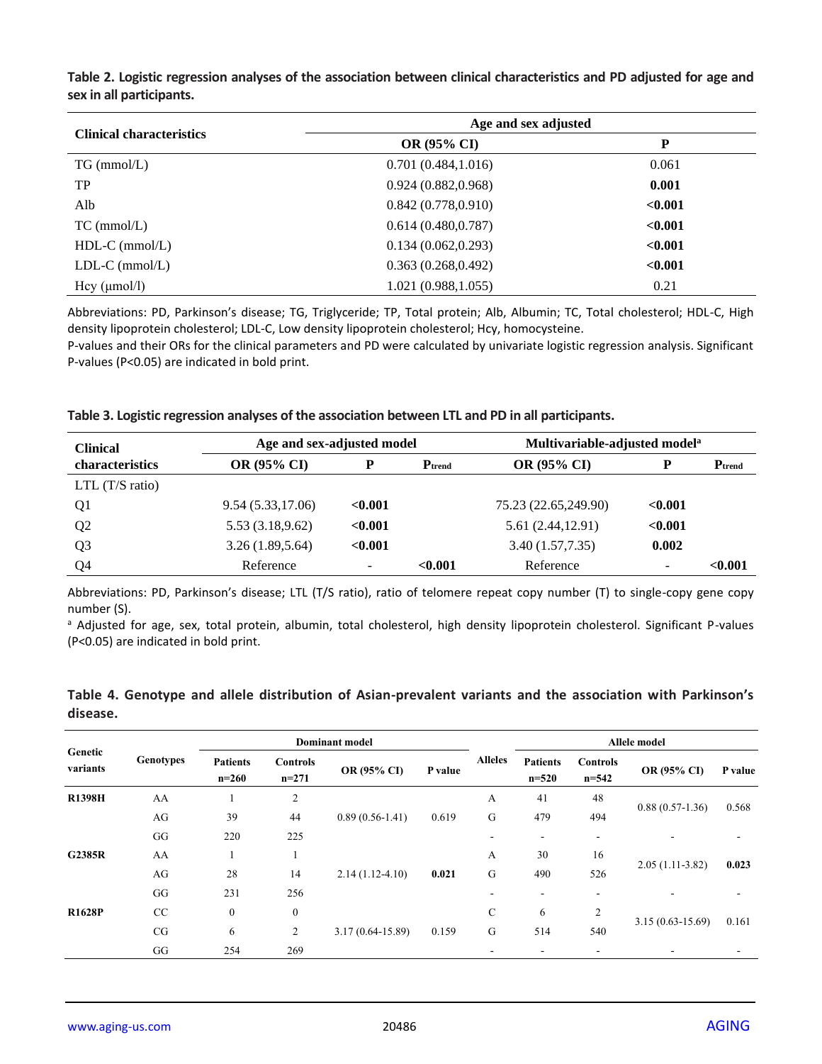**Table 2. Logistic regression analyses of the association between clinical characteristics and PD adjusted for age and sex in all participants.**

| Clinical characteristics | Age and sex adjusted | |
|---|---|---|
| | OR (95% CI) | P |
| TG (mmol/L) | 0.701 (0.484,1.016) | 0.061 |
| TP | 0.924 (0.882,0.968) | **0.001** |
| Alb | 0.842 (0.778,0.910) | **<0.001** |
| TC (mmol/L) | 0.614 (0.480,0.787) | **<0.001** |
| HDL-C (mmol/L) | 0.134 (0.062,0.293) | **<0.001** |
| LDL-C (mmol/L) | 0.363 (0.268,0.492) | **<0.001** |
| Hcy (μmol/l) | 1.021 (0.988,1.055) | 0.21 |

Abbreviations: PD, Parkinson's disease; TG, Triglyceride; TP, Total protein; Alb, Albumin; TC, Total cholesterol; HDL-C, High density lipoprotein cholesterol; LDL-C, Low density lipoprotein cholesterol; Hcy, homocysteine.
P-values and their ORs for the clinical parameters and PD were calculated by univariate logistic regression analysis. Significant P-values (P<0.05) are indicated in bold print.

**Table 3. Logistic regression analyses of the association between LTL and PD in all participants.**

| Clinical characteristics | Age and sex-adjusted model | | | Multivariable-adjusted model[a] | | |
|---|---|---|---|---|---|---|
| | OR (95% CI) | P | $P_{trend}$ | OR (95% CI) | P | $P_{trend}$ |
| LTL (T/S ratio) | | | | | | |
| Q1 | 9.54 (5.33,17.06) | **<0.001** | | 75.23 (22.65,249.90) | **<0.001** | |
| Q2 | 5.53 (3.18,9.62) | **<0.001** | | 5.61 (2.44,12.91) | **<0.001** | |
| Q3 | 3.26 (1.89,5.64) | **<0.001** | | 3.40 (1.57,7.35) | **0.002** | |
| Q4 | Reference | - | **<0.001** | Reference | - | **<0.001** |

Abbreviations: PD, Parkinson's disease; LTL (T/S ratio), ratio of telomere repeat copy number (T) to single-copy gene copy number (S).
[a] Adjusted for age, sex, total protein, albumin, total cholesterol, high density lipoprotein cholesterol. Significant P-values (P<0.05) are indicated in bold print.

**Table 4. Genotype and allele distribution of Asian-prevalent variants and the association with Parkinson's disease.**

| Genetic variants | Genotypes | Dominant model | | | | Alleles | Allele model | | | |
|---|---|---|---|---|---|---|---|---|---|---|
| | | Patients n=260 | Controls n=271 | OR (95% CI) | P value | | Patients n=520 | Controls n=542 | OR (95% CI) | P value |
| **R1398H** | AA | 1 | 2 | 0.89 (0.56-1.41) | 0.619 | A | 41 | 48 | 0.88 (0.57-1.36) | 0.568 |
| | AG | 39 | 44 | | | G | 479 | 494 | | |
| | GG | 220 | 225 | | | - | - | - | - | - |
| **G2385R** | AA | 1 | 1 | 2.14 (1.12-4.10) | **0.021** | A | 30 | 16 | 2.05 (1.11-3.82) | **0.023** |
| | AG | 28 | 14 | | | G | 490 | 526 | | |
| | GG | 231 | 256 | | | - | - | - | - | - |
| **R1628P** | CC | 0 | 0 | 3.17 (0.64-15.89) | 0.159 | C | 6 | 2 | 3.15 (0.63-15.69) | 0.161 |
| | CG | 6 | 2 | | | G | 514 | 540 | | |
| | GG | 254 | 269 | | | - | - | - | - | - |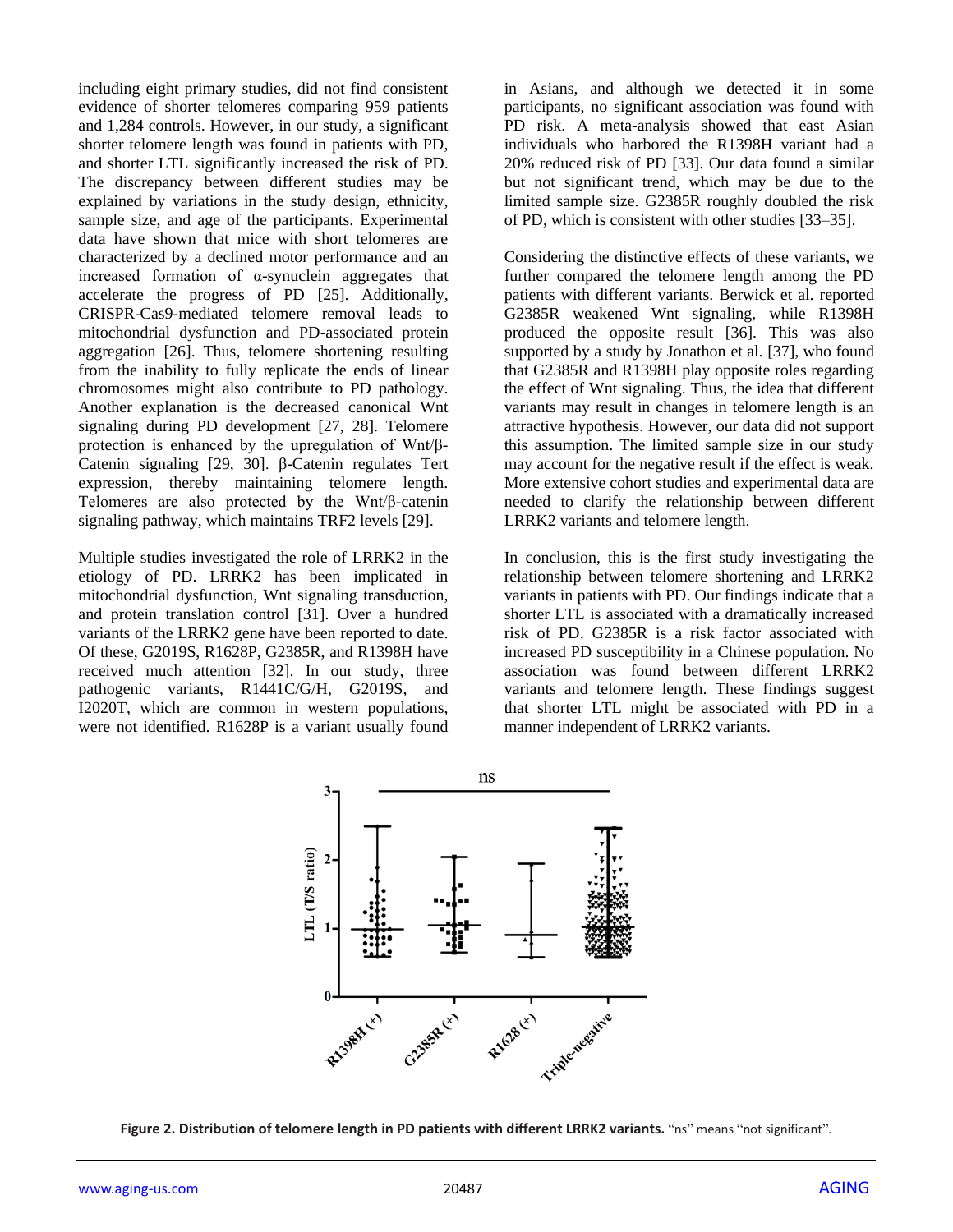including eight primary studies, did not find consistent evidence of shorter telomeres comparing 959 patients and 1,284 controls. However, in our study, a significant shorter telomere length was found in patients with PD, and shorter LTL significantly increased the risk of PD. The discrepancy between different studies may be explained by variations in the study design, ethnicity, sample size, and age of the participants. Experimental data have shown that mice with short telomeres are characterized by a declined motor performance and an increased formation of α-synuclein aggregates that accelerate the progress of PD [25]. Additionally, CRISPR-Cas9-mediated telomere removal leads to mitochondrial dysfunction and PD-associated protein aggregation [26]. Thus, telomere shortening resulting from the inability to fully replicate the ends of linear chromosomes might also contribute to PD pathology. Another explanation is the decreased canonical Wnt signaling during PD development [27, 28]. Telomere protection is enhanced by the upregulation of Wnt/β-Catenin signaling [29, 30]. β-Catenin regulates Tert expression, thereby maintaining telomere length. Telomeres are also protected by the Wnt/β-catenin signaling pathway, which maintains TRF2 levels [29].

Multiple studies investigated the role of LRRK2 in the etiology of PD. LRRK2 has been implicated in mitochondrial dysfunction, Wnt signaling transduction, and protein translation control [31]. Over a hundred variants of the LRRK2 gene have been reported to date. Of these, G2019S, R1628P, G2385R, and R1398H have received much attention [32]. In our study, three pathogenic variants, R1441C/G/H, G2019S, and I2020T, which are common in western populations, were not identified. R1628P is a variant usually found in Asians, and although we detected it in some participants, no significant association was found with PD risk. A meta-analysis showed that east Asian individuals who harbored the R1398H variant had a 20% reduced risk of PD [33]. Our data found a similar but not significant trend, which may be due to the limited sample size. G2385R roughly doubled the risk of PD, which is consistent with other studies [33–35].

Considering the distinctive effects of these variants, we further compared the telomere length among the PD patients with different variants. Berwick et al. reported G2385R weakened Wnt signaling, while R1398H produced the opposite result [36]. This was also supported by a study by Jonathon et al. [37], who found that G2385R and R1398H play opposite roles regarding the effect of Wnt signaling. Thus, the idea that different variants may result in changes in telomere length is an attractive hypothesis. However, our data did not support this assumption. The limited sample size in our study may account for the negative result if the effect is weak. More extensive cohort studies and experimental data are needed to clarify the relationship between different LRRK2 variants and telomere length.

In conclusion, this is the first study investigating the relationship between telomere shortening and LRRK2 variants in patients with PD. Our findings indicate that a shorter LTL is associated with a dramatically increased risk of PD. G2385R is a risk factor associated with increased PD susceptibility in a Chinese population. No association was found between different LRRK2 variants and telomere length. These findings suggest that shorter LTL might be associated with PD in a manner independent of LRRK2 variants.

**Figure 2. Distribution of telomere length in PD patients with different LRRK2 variants.** "ns" means "not significant".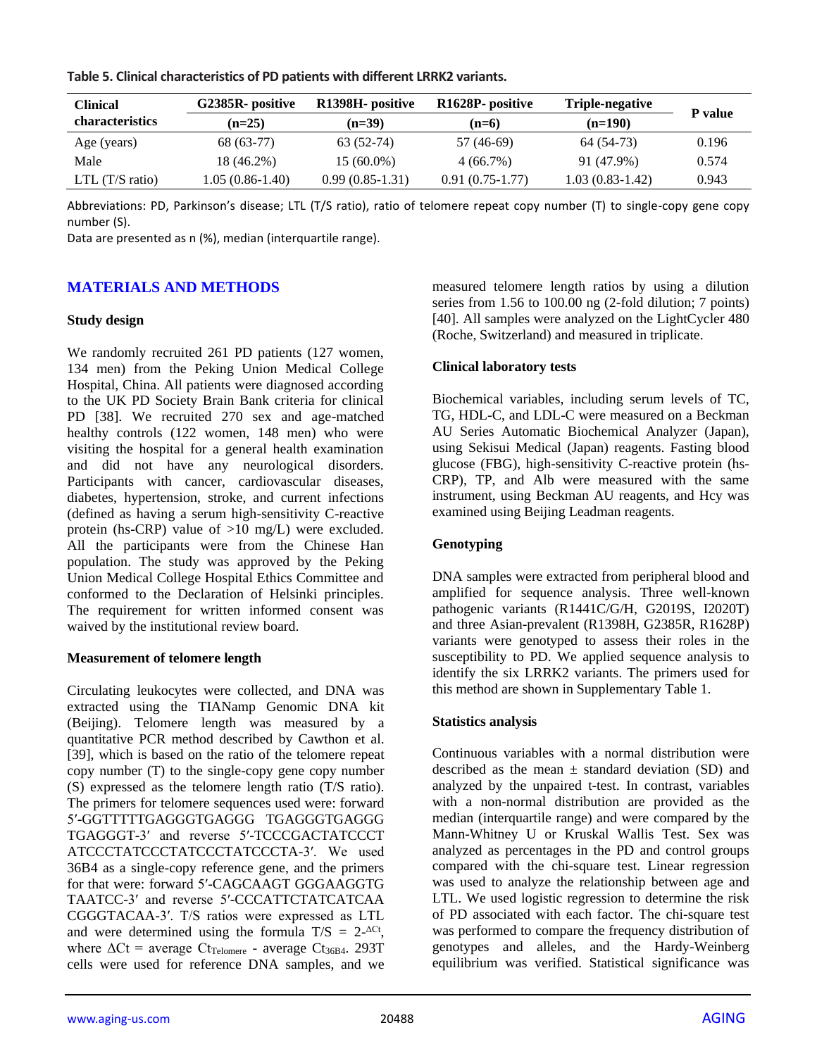**Table 5. Clinical characteristics of PD patients with different LRRK2 variants.**

| Clinical characteristics | G2385R- positive (n=25) | R1398H- positive (n=39) | R1628P- positive (n=6) | Triple-negative (n=190) | P value |
|---|---|---|---|---|---|
| Age (years) | 68 (63-77) | 63 (52-74) | 57 (46-69) | 64 (54-73) | 0.196 |
| Male | 18 (46.2%) | 15 (60.0%) | 4 (66.7%) | 91 (47.9%) | 0.574 |
| LTL (T/S ratio) | 1.05 (0.86-1.40) | 0.99 (0.85-1.31) | 0.91 (0.75-1.77) | 1.03 (0.83-1.42) | 0.943 |

Abbreviations: PD, Parkinson's disease; LTL (T/S ratio), ratio of telomere repeat copy number (T) to single-copy gene copy number (S).

Data are presented as n (%), median (interquartile range).

## MATERIALS AND METHODS

### Study design

We randomly recruited 261 PD patients (127 women, 134 men) from the Peking Union Medical College Hospital, China. All patients were diagnosed according to the UK PD Society Brain Bank criteria for clinical PD [38]. We recruited 270 sex and age-matched healthy controls (122 women, 148 men) who were visiting the hospital for a general health examination and did not have any neurological disorders. Participants with cancer, cardiovascular diseases, diabetes, hypertension, stroke, and current infections (defined as having a serum high-sensitivity C-reactive protein (hs-CRP) value of >10 mg/L) were excluded. All the participants were from the Chinese Han population. The study was approved by the Peking Union Medical College Hospital Ethics Committee and conformed to the Declaration of Helsinki principles. The requirement for written informed consent was waived by the institutional review board.

### Measurement of telomere length

Circulating leukocytes were collected, and DNA was extracted using the TIANamp Genomic DNA kit (Beijing). Telomere length was measured by a quantitative PCR method described by Cawthon et al. [39], which is based on the ratio of the telomere repeat copy number (T) to the single-copy gene copy number (S) expressed as the telomere length ratio (T/S ratio). The primers for telomere sequences used were: forward 5′-GGTTTTTGAGGGTGAGGG TGAGGGTGAGGG TGAGGGT-3′ and reverse 5′-TCCCGACTATCCCT ATCCCTATCCCTATCCCTATCCCTA-3′. We used 36B4 as a single-copy reference gene, and the primers for that were: forward 5′-CAGCAAGT GGGAAGGTG TAATCC-3′ and reverse 5′-CCCATTCTATCATCAA CGGGTACAA-3′. T/S ratios were expressed as LTL and were determined using the formula $T/S = 2^{-\Delta Ct}$, where $\Delta Ct$ = average $Ct_{Telomere}$ - average $Ct_{36B4}$. 293T cells were used for reference DNA samples, and we measured telomere length ratios by using a dilution series from 1.56 to 100.00 ng (2-fold dilution; 7 points) [40]. All samples were analyzed on the LightCycler 480 (Roche, Switzerland) and measured in triplicate.

### Clinical laboratory tests

Biochemical variables, including serum levels of TC, TG, HDL-C, and LDL-C were measured on a Beckman AU Series Automatic Biochemical Analyzer (Japan), using Sekisui Medical (Japan) reagents. Fasting blood glucose (FBG), high-sensitivity C-reactive protein (hs-CRP), TP, and Alb were measured with the same instrument, using Beckman AU reagents, and Hcy was examined using Beijing Leadman reagents.

### Genotyping

DNA samples were extracted from peripheral blood and amplified for sequence analysis. Three well-known pathogenic variants (R1441C/G/H, G2019S, I2020T) and three Asian-prevalent (R1398H, G2385R, R1628P) variants were genotyped to assess their roles in the susceptibility to PD. We applied sequence analysis to identify the six LRRK2 variants. The primers used for this method are shown in Supplementary Table 1.

### Statistics analysis

Continuous variables with a normal distribution were described as the mean ± standard deviation (SD) and analyzed by the unpaired t-test. In contrast, variables with a non-normal distribution are provided as the median (interquartile range) and were compared by the Mann-Whitney U or Kruskal Wallis Test. Sex was analyzed as percentages in the PD and control groups compared with the chi-square test. Linear regression was used to analyze the relationship between age and LTL. We used logistic regression to determine the risk of PD associated with each factor. The chi-square test was performed to compare the frequency distribution of genotypes and alleles, and the Hardy-Weinberg equilibrium was verified. Statistical significance was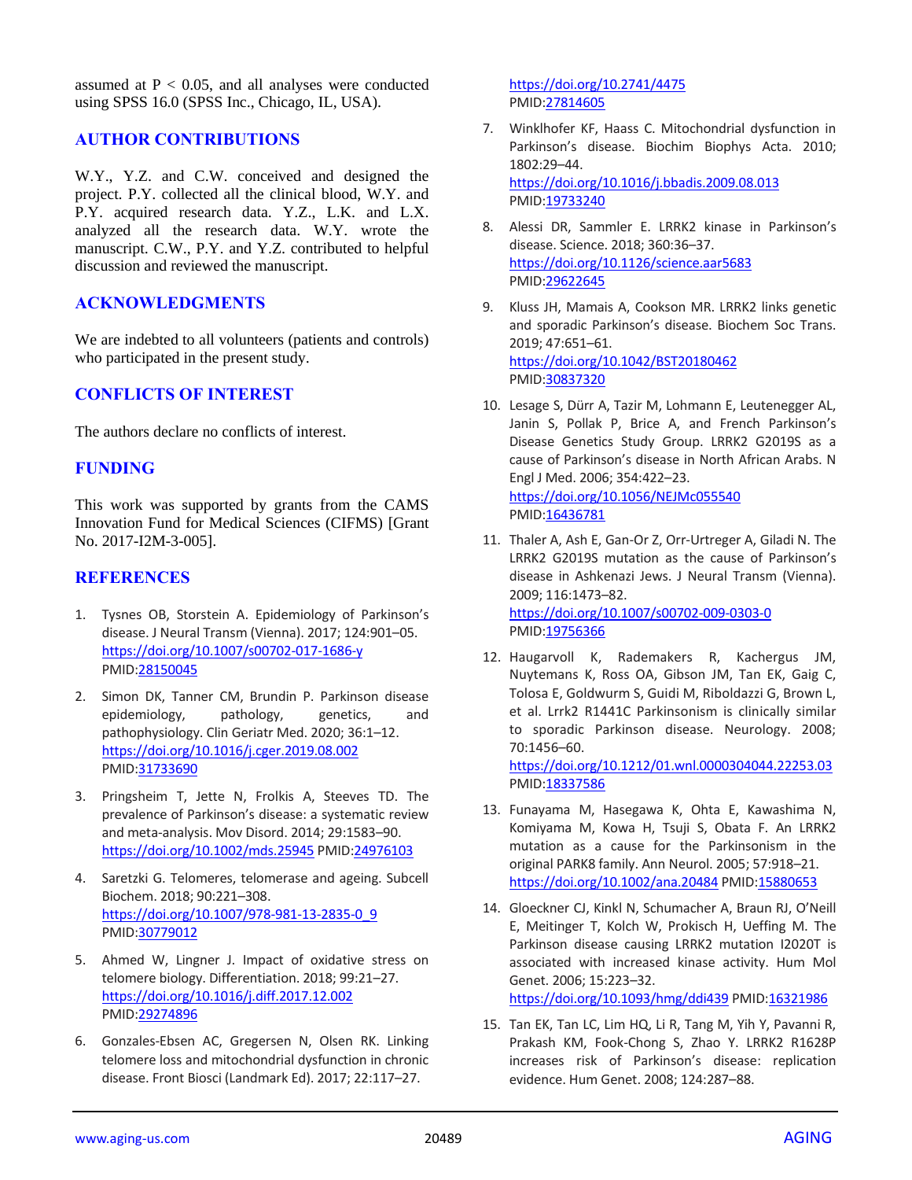assumed at $P < 0.05$, and all analyses were conducted using SPSS 16.0 (SPSS Inc., Chicago, IL, USA).

## AUTHOR CONTRIBUTIONS

W.Y., Y.Z. and C.W. conceived and designed the project. P.Y. collected all the clinical blood, W.Y. and P.Y. acquired research data. Y.Z., L.K. and L.X. analyzed all the research data. W.Y. wrote the manuscript. C.W., P.Y. and Y.Z. contributed to helpful discussion and reviewed the manuscript.

## ACKNOWLEDGMENTS

We are indebted to all volunteers (patients and controls) who participated in the present study.

## CONFLICTS OF INTEREST

The authors declare no conflicts of interest.

## FUNDING

This work was supported by grants from the CAMS Innovation Fund for Medical Sciences (CIFMS) [Grant No. 2017-I2M-3-005].

## REFERENCES

1. Tysnes OB, Storstein A. Epidemiology of Parkinson's disease. J Neural Transm (Vienna). 2017; 124:901–05. https://doi.org/10.1007/s00702-017-1686-y PMID:28150045

2. Simon DK, Tanner CM, Brundin P. Parkinson disease epidemiology, pathology, genetics, and pathophysiology. Clin Geriatr Med. 2020; 36:1–12. https://doi.org/10.1016/j.cger.2019.08.002 PMID:31733690

3. Pringsheim T, Jette N, Frolkis A, Steeves TD. The prevalence of Parkinson's disease: a systematic review and meta-analysis. Mov Disord. 2014; 29:1583–90. https://doi.org/10.1002/mds.25945 PMID:24976103

4. Saretzki G. Telomeres, telomerase and ageing. Subcell Biochem. 2018; 90:221–308. https://doi.org/10.1007/978-981-13-2835-0_9 PMID:30779012

5. Ahmed W, Lingner J. Impact of oxidative stress on telomere biology. Differentiation. 2018; 99:21–27. https://doi.org/10.1016/j.diff.2017.12.002 PMID:29274896

6. Gonzales-Ebsen AC, Gregersen N, Olsen RK. Linking telomere loss and mitochondrial dysfunction in chronic disease. Front Biosci (Landmark Ed). 2017; 22:117–27. https://doi.org/10.2741/4475 PMID:27814605

7. Winklhofer KF, Haass C. Mitochondrial dysfunction in Parkinson's disease. Biochim Biophys Acta. 2010; 1802:29–44. https://doi.org/10.1016/j.bbadis.2009.08.013 PMID:19733240

8. Alessi DR, Sammler E. LRRK2 kinase in Parkinson's disease. Science. 2018; 360:36–37. https://doi.org/10.1126/science.aar5683 PMID:29622645

9. Kluss JH, Mamais A, Cookson MR. LRRK2 links genetic and sporadic Parkinson's disease. Biochem Soc Trans. 2019; 47:651–61. https://doi.org/10.1042/BST20180462 PMID:30837320

10. Lesage S, Dürr A, Tazir M, Lohmann E, Leutenegger AL, Janin S, Pollak P, Brice A, and French Parkinson's Disease Genetics Study Group. LRRK2 G2019S as a cause of Parkinson's disease in North African Arabs. N Engl J Med. 2006; 354:422–23. https://doi.org/10.1056/NEJMc055540 PMID:16436781

11. Thaler A, Ash E, Gan-Or Z, Orr-Urtreger A, Giladi N. The LRRK2 G2019S mutation as the cause of Parkinson's disease in Ashkenazi Jews. J Neural Transm (Vienna). 2009; 116:1473–82. https://doi.org/10.1007/s00702-009-0303-0 PMID:19756366

12. Haugarvoll K, Rademakers R, Kachergus JM, Nuytemans K, Ross OA, Gibson JM, Tan EK, Gaig C, Tolosa E, Goldwurm S, Guidi M, Riboldazzi G, Brown L, et al. Lrrk2 R1441C Parkinsonism is clinically similar to sporadic Parkinson disease. Neurology. 2008; 70:1456–60. https://doi.org/10.1212/01.wnl.0000304044.22253.03 PMID:18337586

13. Funayama M, Hasegawa K, Ohta E, Kawashima N, Komiyama M, Kowa H, Tsuji S, Obata F. An LRRK2 mutation as a cause for the Parkinsonism in the original PARK8 family. Ann Neurol. 2005; 57:918–21. https://doi.org/10.1002/ana.20484 PMID:15880653

14. Gloeckner CJ, Kinkl N, Schumacher A, Braun RJ, O'Neill E, Meitinger T, Kolch W, Prokisch H, Ueffing M. The Parkinson disease causing LRRK2 mutation I2020T is associated with increased kinase activity. Hum Mol Genet. 2006; 15:223–32. https://doi.org/10.1093/hmg/ddi439 PMID:16321986

15. Tan EK, Tan LC, Lim HQ, Li R, Tang M, Yih Y, Pavanni R, Prakash KM, Fook-Chong S, Zhao Y. LRRK2 R1628P increases risk of Parkinson's disease: replication evidence. Hum Genet. 2008; 124:287–88.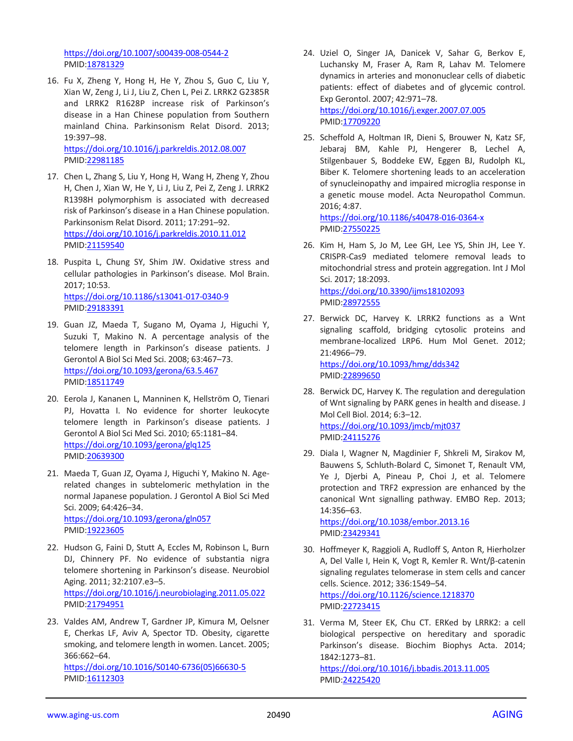https://doi.org/10.1007/s00439-008-0544-2
PMID:18781329

16. Fu X, Zheng Y, Hong H, He Y, Zhou S, Guo C, Liu Y, Xian W, Zeng J, Li J, Liu Z, Chen L, Pei Z. LRRK2 G2385R and LRRK2 R1628P increase risk of Parkinson's disease in a Han Chinese population from Southern mainland China. Parkinsonism Relat Disord. 2013; 19:397–98.
https://doi.org/10.1016/j.parkreldis.2012.08.007
PMID:22981185

17. Chen L, Zhang S, Liu Y, Hong H, Wang H, Zheng Y, Zhou H, Chen J, Xian W, He Y, Li J, Liu Z, Pei Z, Zeng J. LRRK2 R1398H polymorphism is associated with decreased risk of Parkinson's disease in a Han Chinese population. Parkinsonism Relat Disord. 2011; 17:291–92.
https://doi.org/10.1016/j.parkreldis.2010.11.012
PMID:21159540

18. Puspita L, Chung SY, Shim JW. Oxidative stress and cellular pathologies in Parkinson's disease. Mol Brain. 2017; 10:53.
https://doi.org/10.1186/s13041-017-0340-9
PMID:29183391

19. Guan JZ, Maeda T, Sugano M, Oyama J, Higuchi Y, Suzuki T, Makino N. A percentage analysis of the telomere length in Parkinson's disease patients. J Gerontol A Biol Sci Med Sci. 2008; 63:467–73.
https://doi.org/10.1093/gerona/63.5.467
PMID:18511749

20. Eerola J, Kananen L, Manninen K, Hellström O, Tienari PJ, Hovatta I. No evidence for shorter leukocyte telomere length in Parkinson's disease patients. J Gerontol A Biol Sci Med Sci. 2010; 65:1181–84.
https://doi.org/10.1093/gerona/glq125
PMID:20639300

21. Maeda T, Guan JZ, Oyama J, Higuchi Y, Makino N. Age-related changes in subtelomeric methylation in the normal Japanese population. J Gerontol A Biol Sci Med Sci. 2009; 64:426–34.
https://doi.org/10.1093/gerona/gln057
PMID:19223605

22. Hudson G, Faini D, Stutt A, Eccles M, Robinson L, Burn DJ, Chinnery PF. No evidence of substantia nigra telomere shortening in Parkinson's disease. Neurobiol Aging. 2011; 32:2107.e3–5.
https://doi.org/10.1016/j.neurobiolaging.2011.05.022
PMID:21794951

23. Valdes AM, Andrew T, Gardner JP, Kimura M, Oelsner E, Cherkas LF, Aviv A, Spector TD. Obesity, cigarette smoking, and telomere length in women. Lancet. 2005; 366:662–64.
https://doi.org/10.1016/S0140-6736(05)66630-5
PMID:16112303

24. Uziel O, Singer JA, Danicek V, Sahar G, Berkov E, Luchansky M, Fraser A, Ram R, Lahav M. Telomere dynamics in arteries and mononuclear cells of diabetic patients: effect of diabetes and of glycemic control. Exp Gerontol. 2007; 42:971–78.
https://doi.org/10.1016/j.exger.2007.07.005
PMID:17709220

25. Scheffold A, Holtman IR, Dieni S, Brouwer N, Katz SF, Jebaraj BM, Kahle PJ, Hengerer B, Lechel A, Stilgenbauer S, Boddeke EW, Eggen BJ, Rudolph KL, Biber K. Telomere shortening leads to an acceleration of synucleinopathy and impaired microglia response in a genetic mouse model. Acta Neuropathol Commun. 2016; 4:87.
https://doi.org/10.1186/s40478-016-0364-x
PMID:27550225

26. Kim H, Ham S, Jo M, Lee GH, Lee YS, Shin JH, Lee Y. CRISPR-Cas9 mediated telomere removal leads to mitochondrial stress and protein aggregation. Int J Mol Sci. 2017; 18:2093.
https://doi.org/10.3390/ijms18102093
PMID:28972555

27. Berwick DC, Harvey K. LRRK2 functions as a Wnt signaling scaffold, bridging cytosolic proteins and membrane-localized LRP6. Hum Mol Genet. 2012; 21:4966–79.
https://doi.org/10.1093/hmg/dds342
PMID:22899650

28. Berwick DC, Harvey K. The regulation and deregulation of Wnt signaling by PARK genes in health and disease. J Mol Cell Biol. 2014; 6:3–12.
https://doi.org/10.1093/jmcb/mjt037
PMID:24115276

29. Diala I, Wagner N, Magdinier F, Shkreli M, Sirakov M, Bauwens S, Schluth-Bolard C, Simonet T, Renault VM, Ye J, Djerbi A, Pineau P, Choi J, et al. Telomere protection and TRF2 expression are enhanced by the canonical Wnt signalling pathway. EMBO Rep. 2013; 14:356–63.
https://doi.org/10.1038/embor.2013.16
PMID:23429341

30. Hoffmeyer K, Raggioli A, Rudloff S, Anton R, Hierholzer A, Del Valle I, Hein K, Vogt R, Kemler R. Wnt/β-catenin signaling regulates telomerase in stem cells and cancer cells. Science. 2012; 336:1549–54.
https://doi.org/10.1126/science.1218370
PMID:22723415

31. Verma M, Steer EK, Chu CT. ERKed by LRRK2: a cell biological perspective on hereditary and sporadic Parkinson's disease. Biochim Biophys Acta. 2014; 1842:1273–81.
https://doi.org/10.1016/j.bbadis.2013.11.005
PMID:24225420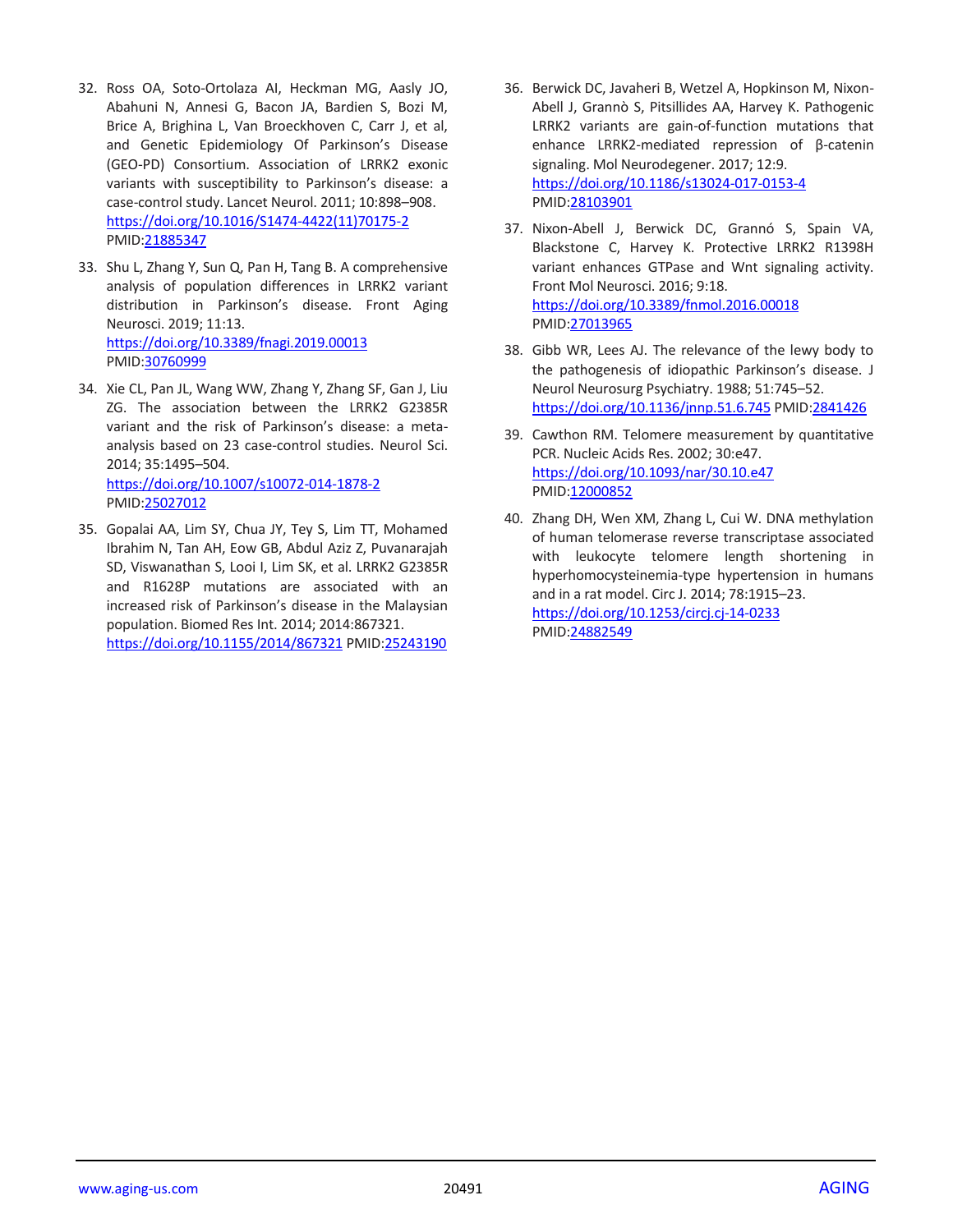32. Ross OA, Soto-Ortolaza AI, Heckman MG, Aasly JO, Abahuni N, Annesi G, Bacon JA, Bardien S, Bozi M, Brice A, Brighina L, Van Broeckhoven C, Carr J, et al, and Genetic Epidemiology Of Parkinson's Disease (GEO-PD) Consortium. Association of LRRK2 exonic variants with susceptibility to Parkinson's disease: a case-control study. Lancet Neurol. 2011; 10:898–908. https://doi.org/10.1016/S1474-4422(11)70175-2 PMID:21885347

33. Shu L, Zhang Y, Sun Q, Pan H, Tang B. A comprehensive analysis of population differences in LRRK2 variant distribution in Parkinson's disease. Front Aging Neurosci. 2019; 11:13. https://doi.org/10.3389/fnagi.2019.00013 PMID:30760999

34. Xie CL, Pan JL, Wang WW, Zhang Y, Zhang SF, Gan J, Liu ZG. The association between the LRRK2 G2385R variant and the risk of Parkinson's disease: a meta-analysis based on 23 case-control studies. Neurol Sci. 2014; 35:1495–504. https://doi.org/10.1007/s10072-014-1878-2 PMID:25027012

35. Gopalai AA, Lim SY, Chua JY, Tey S, Lim TT, Mohamed Ibrahim N, Tan AH, Eow GB, Abdul Aziz Z, Puvanarajah SD, Viswanathan S, Looi I, Lim SK, et al. LRRK2 G2385R and R1628P mutations are associated with an increased risk of Parkinson's disease in the Malaysian population. Biomed Res Int. 2014; 2014:867321. https://doi.org/10.1155/2014/867321 PMID:25243190

36. Berwick DC, Javaheri B, Wetzel A, Hopkinson M, Nixon-Abell J, Grannò S, Pitsillides AA, Harvey K. Pathogenic LRRK2 variants are gain-of-function mutations that enhance LRRK2-mediated repression of β-catenin signaling. Mol Neurodegener. 2017; 12:9. https://doi.org/10.1186/s13024-017-0153-4 PMID:28103901

37. Nixon-Abell J, Berwick DC, Grannó S, Spain VA, Blackstone C, Harvey K. Protective LRRK2 R1398H variant enhances GTPase and Wnt signaling activity. Front Mol Neurosci. 2016; 9:18. https://doi.org/10.3389/fnmol.2016.00018 PMID:27013965

38. Gibb WR, Lees AJ. The relevance of the lewy body to the pathogenesis of idiopathic Parkinson's disease. J Neurol Neurosurg Psychiatry. 1988; 51:745–52. https://doi.org/10.1136/jnnp.51.6.745 PMID:2841426

39. Cawthon RM. Telomere measurement by quantitative PCR. Nucleic Acids Res. 2002; 30:e47. https://doi.org/10.1093/nar/30.10.e47 PMID:12000852

40. Zhang DH, Wen XM, Zhang L, Cui W. DNA methylation of human telomerase reverse transcriptase associated with leukocyte telomere length shortening in hyperhomocysteinemia-type hypertension in humans and in a rat model. Circ J. 2014; 78:1915–23. https://doi.org/10.1253/circj.cj-14-0233 PMID:24882549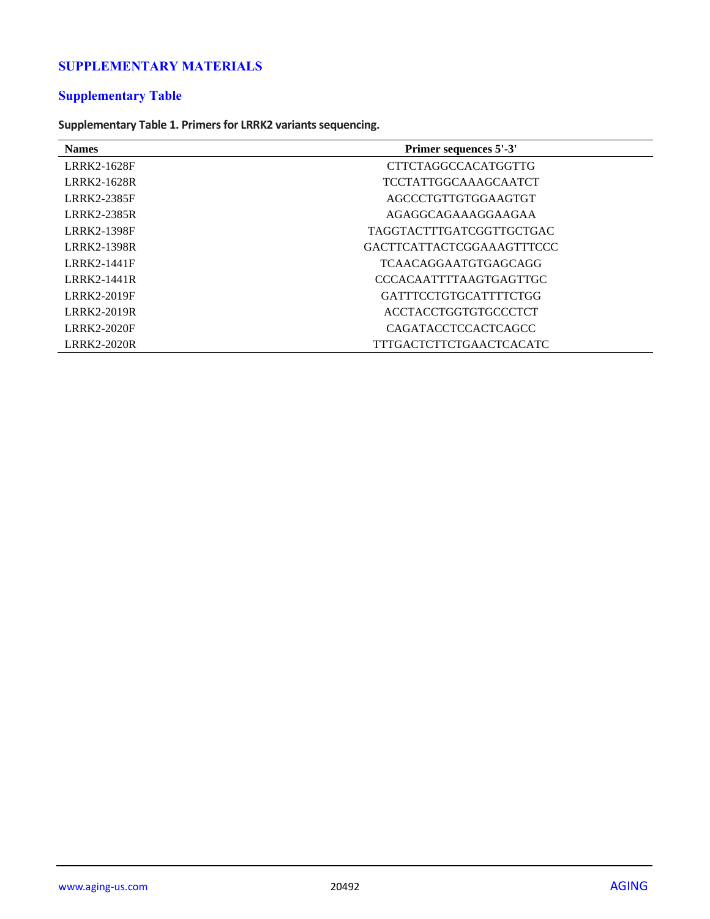# SUPPLEMENTARY MATERIALS

## Supplementary Table

**Supplementary Table 1. Primers for LRRK2 variants sequencing.**

| Names | Primer sequences 5'-3' |
|---|---|
| LRRK2-1628F | CTTCTAGGCCACATGGTTG |
| LRRK2-1628R | TCCTATTGGCAAAGCAATCT |
| LRRK2-2385F | AGCCCTGTTGTGGAAGTGT |
| LRRK2-2385R | AGAGGCAGAAAGGAAGAA |
| LRRK2-1398F | TAGGTACTTTGATCGGTTGCTGAC |
| LRRK2-1398R | GACTTCATTACTCGGAAAGTTTCCC |
| LRRK2-1441F | TCAACAGGAATGTGAGCAGG |
| LRRK2-1441R | CCCACAATTTTAAGTGAGTTGC |
| LRRK2-2019F | GATTTCCTGTGCATTTTCTGG |
| LRRK2-2019R | ACCTACCTGGTGTGCCCTCT |
| LRRK2-2020F | CAGATACCTCCACTCAGCC |
| LRRK2-2020R | TTTGACTCTTCTGAACTCACATC |